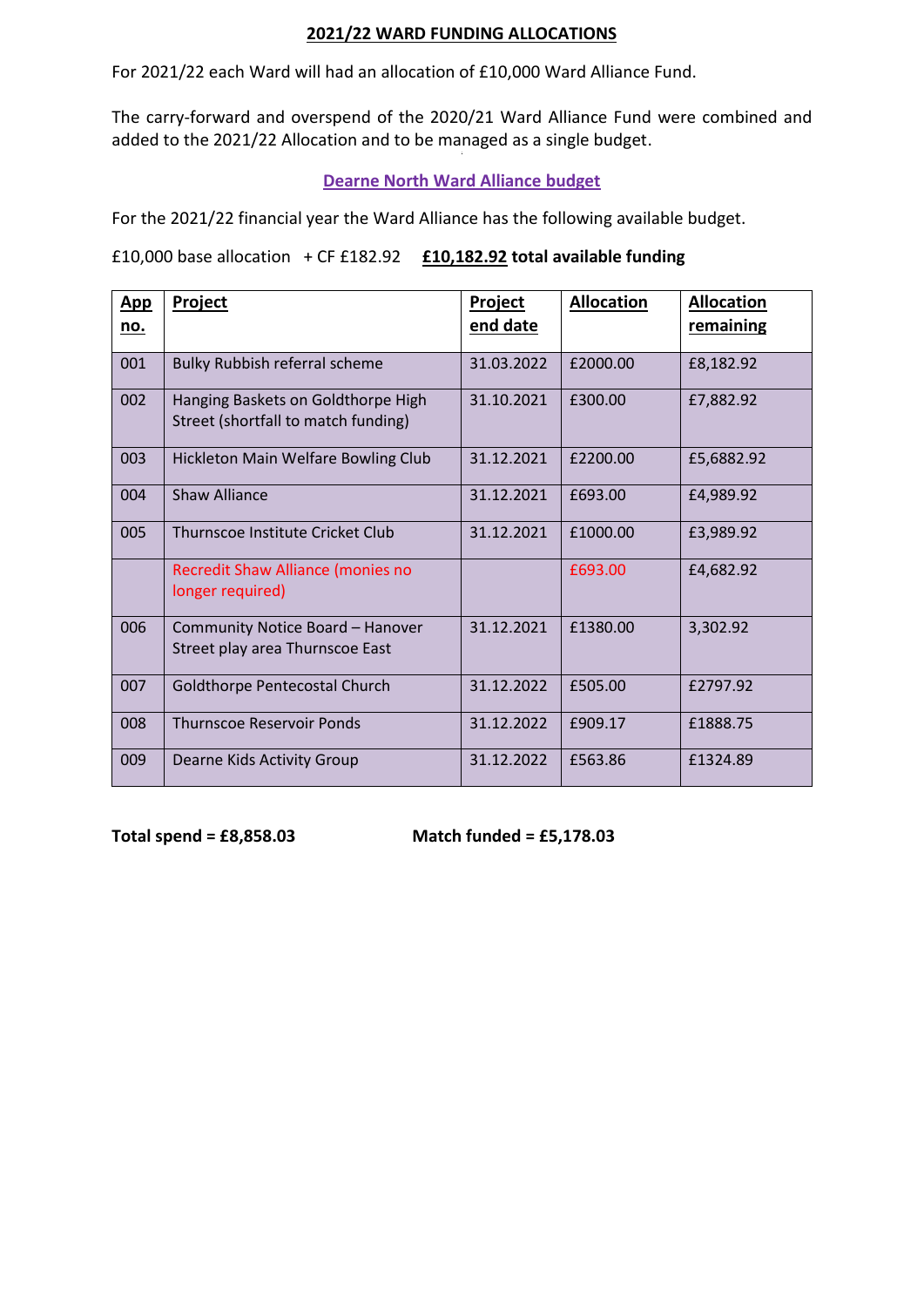## 2021/22 WARD FUNDING ALLOCATIONS

For 2021/22 each Ward will had an allocation of £10,000 Ward Alliance Fund.

The carry-forward and overspend of the 2020/21 Ward Alliance Fund were combined and added to the 2021/22 Allocation and to be managed as a single budget.

### Dearne North Ward Alliance budget

For the 2021/22 financial year the Ward Alliance has the following available budget.

£10,000 base allocation + CF £182.92 **£10,182.92 total available funding**

| App no. | Project | Project end date | Allocation | Allocation remaining |
|---|---|---|---|---|
| 001 | Bulky Rubbish referral scheme | 31.03.2022 | £2000.00 | £8,182.92 |
| 002 | Hanging Baskets on Goldthorpe High Street (shortfall to match funding) | 31.10.2021 | £300.00 | £7,882.92 |
| 003 | Hickleton Main Welfare Bowling Club | 31.12.2021 | £2200.00 | £5,6882.92 |
| 004 | Shaw Alliance | 31.12.2021 | £693.00 | £4,989.92 |
| 005 | Thurnscoe Institute Cricket Club | 31.12.2021 | £1000.00 | £3,989.92 |
| | Recredit Shaw Alliance (monies no longer required) | | £693.00 | £4,682.92 |
| 006 | Community Notice Board – Hanover Street play area Thurnscoe East | 31.12.2021 | £1380.00 | 3,302.92 |
| 007 | Goldthorpe Pentecostal Church | 31.12.2022 | £505.00 | £2797.92 |
| 008 | Thurnscoe Reservoir Ponds | 31.12.2022 | £909.17 | £1888.75 |
| 009 | Dearne Kids Activity Group | 31.12.2022 | £563.86 | £1324.89 |

**Total spend = £8,858.03** **Match funded = £5,178.03**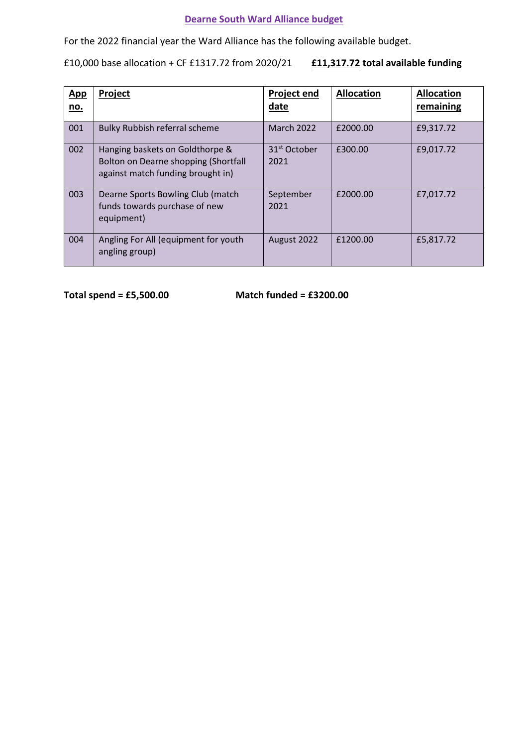## Dearne South Ward Alliance budget

For the 2022 financial year the Ward Alliance has the following available budget.

£10,000 base allocation + CF £1317.72 from 2020/21 **£11,317.72 total available funding**

| App no. | Project | Project end date | Allocation | Allocation remaining |
|---|---|---|---|---|
| 001 | Bulky Rubbish referral scheme | March 2022 | £2000.00 | £9,317.72 |
| 002 | Hanging baskets on Goldthorpe & Bolton on Dearne shopping (Shortfall against match funding brought in) | 31st October 2021 | £300.00 | £9,017.72 |
| 003 | Dearne Sports Bowling Club (match funds towards purchase of new equipment) | September 2021 | £2000.00 | £7,017.72 |
| 004 | Angling For All (equipment for youth angling group) | August 2022 | £1200.00 | £5,817.72 |

**Total spend = £5,500.00** **Match funded = £3200.00**